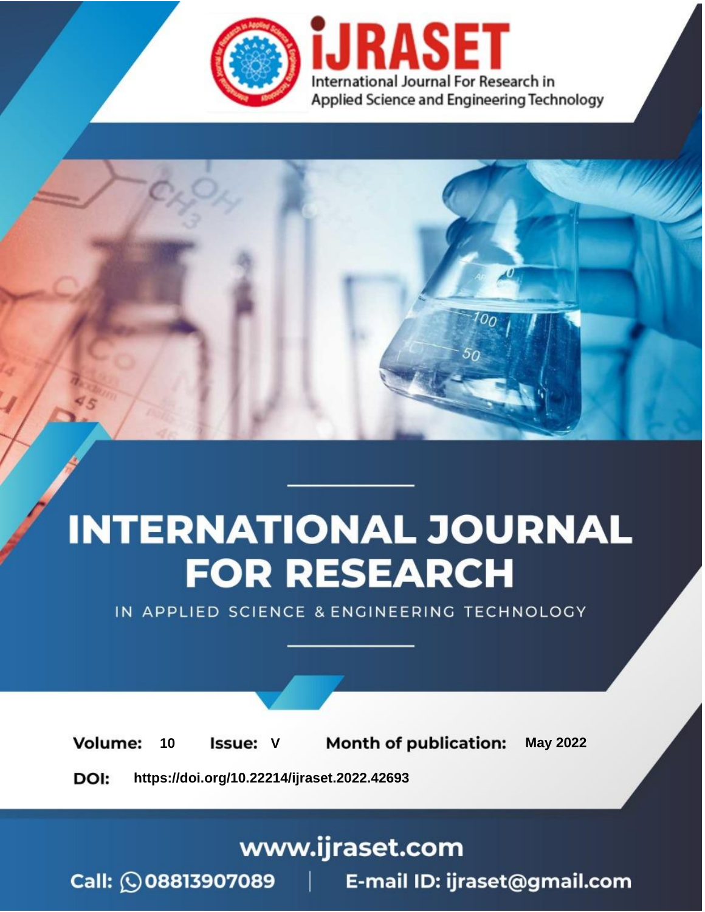# iJRASET

International Journal For Research in Applied Science and Engineering Technology

# INTERNATIONAL JOURNAL FOR RESEARCH

IN APPLIED SCIENCE & ENGINEERING TECHNOLOGY

**Volume:** 10 **Issue:** V **Month of publication:** May 2022

**DOI:** https://doi.org/10.22214/ijraset.2022.42693

www.ijraset.com

Call: 08813907089 | E-mail ID: ijraset@gmail.com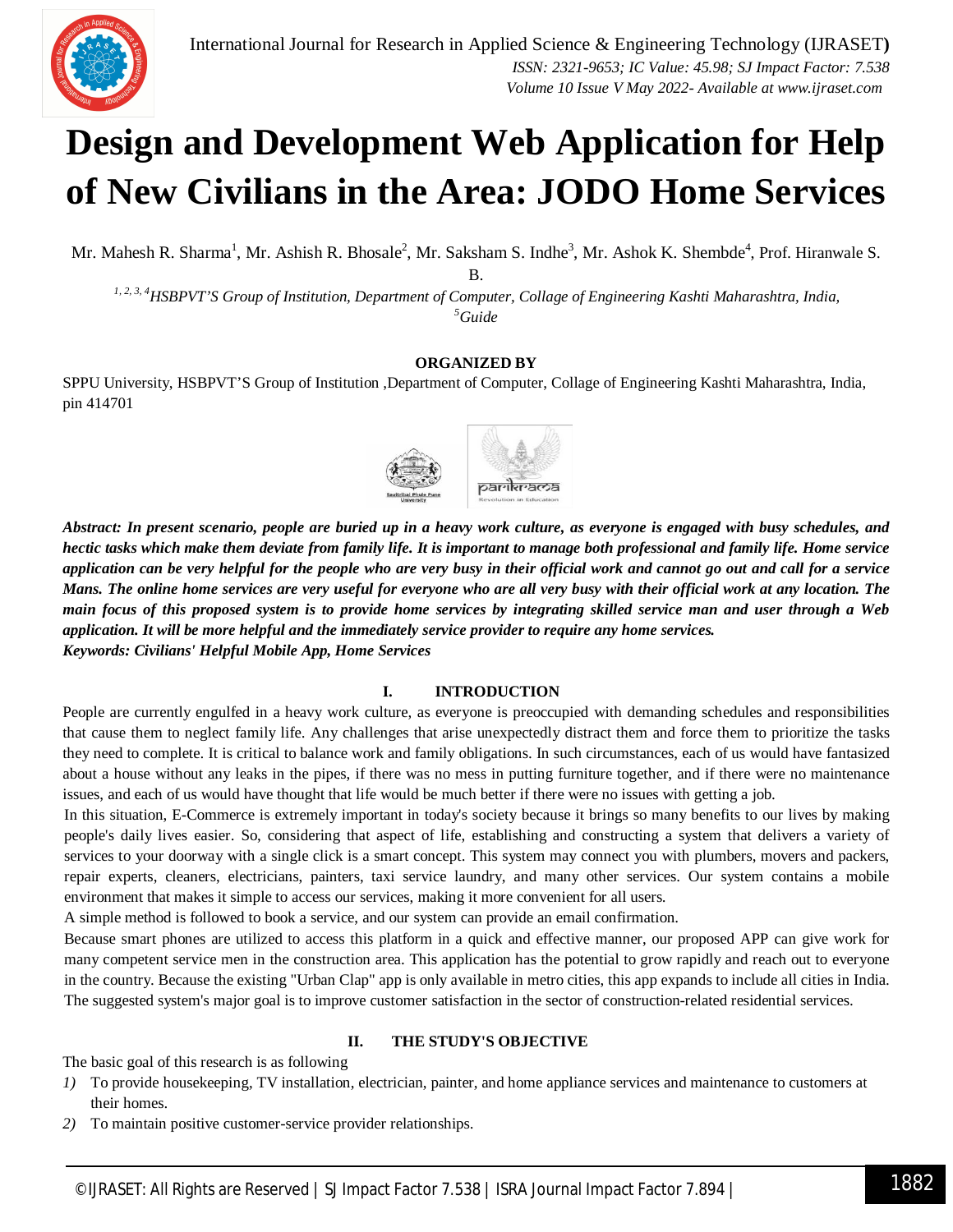# Design and Development Web Application for Help of New Civilians in the Area: JODO Home Services

Mr. Mahesh R. Sharma[1], Mr. Ashish R. Bhosale[2], Mr. Saksham S. Indhe[3], Mr. Ashok K. Shembde[4], Prof. Hiranwale S. B.

*[1, 2, 3, 4]HSBPVT'S Group of Institution, Department of Computer, Collage of Engineering Kashti Maharashtra, India,*
*[5]Guide*

**ORGANIZED BY**

SPPU University, HSBPVT'S Group of Institution ,Department of Computer, Collage of Engineering Kashti Maharashtra, India, pin 414701

***Abstract:** In present scenario, people are buried up in a heavy work culture, as everyone is engaged with busy schedules, and hectic tasks which make them deviate from family life. It is important to manage both professional and family life. Home service application can be very helpful for the people who are very busy in their official work and cannot go out and call for a service Mans. The online home services are very useful for everyone who are all very busy with their official work at any location. The main focus of this proposed system is to provide home services by integrating skilled service man and user through a Web application. It will be more helpful and the immediately service provider to require any home services.*

***Keywords:** Civilians' Helpful Mobile App, Home Services*

## I. INTRODUCTION

People are currently engulfed in a heavy work culture, as everyone is preoccupied with demanding schedules and responsibilities that cause them to neglect family life. Any challenges that arise unexpectedly distract them and force them to prioritize the tasks they need to complete. It is critical to balance work and family obligations. In such circumstances, each of us would have fantasized about a house without any leaks in the pipes, if there was no mess in putting furniture together, and if there were no maintenance issues, and each of us would have thought that life would be much better if there were no issues with getting a job.

In this situation, E-Commerce is extremely important in today's society because it brings so many benefits to our lives by making people's daily lives easier. So, considering that aspect of life, establishing and constructing a system that delivers a variety of services to your doorway with a single click is a smart concept. This system may connect you with plumbers, movers and packers, repair experts, cleaners, electricians, painters, taxi service laundry, and many other services. Our system contains a mobile environment that makes it simple to access our services, making it more convenient for all users.

A simple method is followed to book a service, and our system can provide an email confirmation.

Because smart phones are utilized to access this platform in a quick and effective manner, our proposed APP can give work for many competent service men in the construction area. This application has the potential to grow rapidly and reach out to everyone in the country. Because the existing "Urban Clap" app is only available in metro cities, this app expands to include all cities in India. The suggested system's major goal is to improve customer satisfaction in the sector of construction-related residential services.

## II. THE STUDY'S OBJECTIVE

The basic goal of this research is as following

1) To provide housekeeping, TV installation, electrician, painter, and home appliance services and maintenance to customers at their homes.
2) To maintain positive customer-service provider relationships.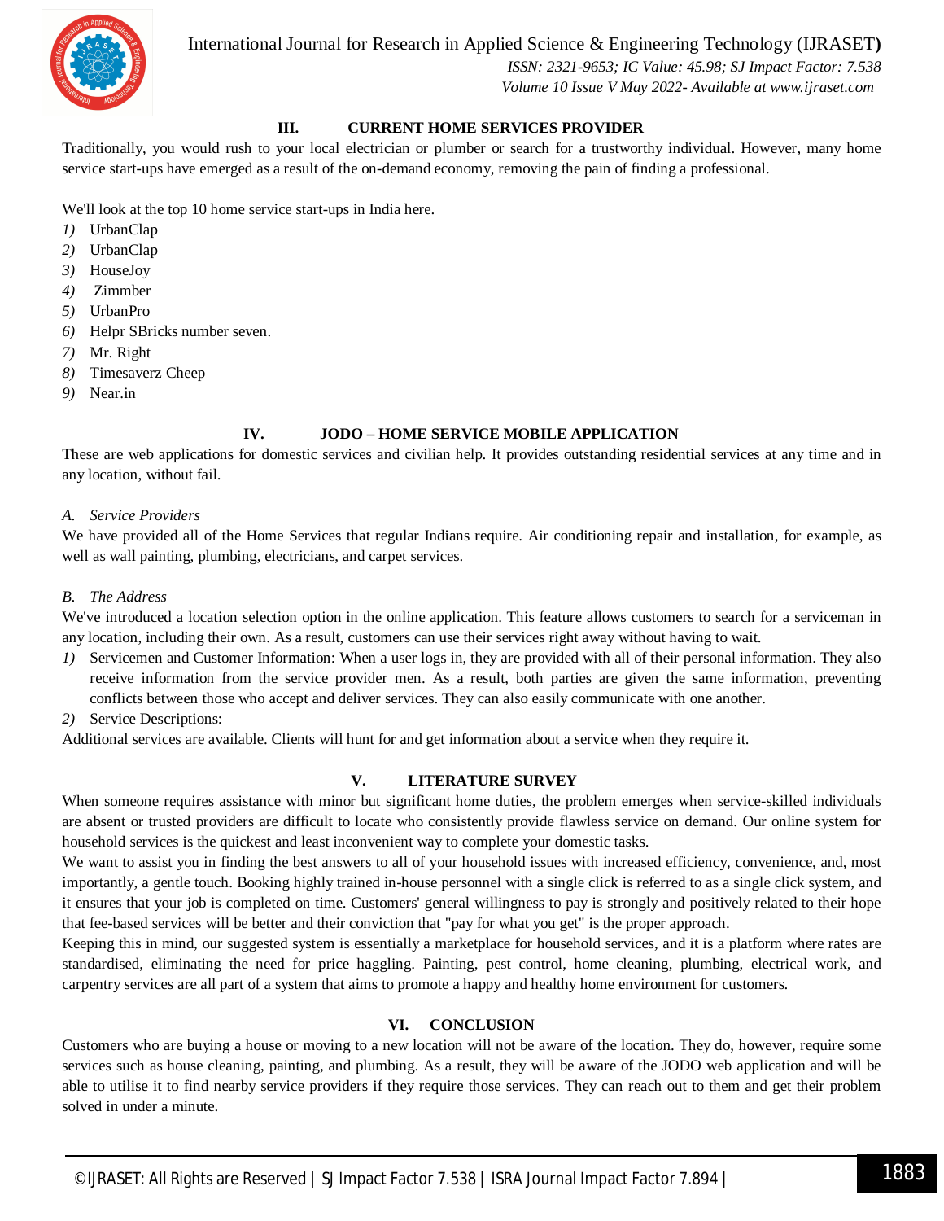## III. CURRENT HOME SERVICES PROVIDER

Traditionally, you would rush to your local electrician or plumber or search for a trustworthy individual. However, many home service start-ups have emerged as a result of the on-demand economy, removing the pain of finding a professional.

We'll look at the top 10 home service start-ups in India here.

1) UrbanClap
2) UrbanClap
3) HouseJoy
4) Zimmber
5) UrbanPro
6) Helpr SBricks number seven.
7) Mr. Right
8) Timesaverz Cheep
9) Near.in

## IV. JODO – HOME SERVICE MOBILE APPLICATION

These are web applications for domestic services and civilian help. It provides outstanding residential services at any time and in any location, without fail.

### A. *Service Providers*

We have provided all of the Home Services that regular Indians require. Air conditioning repair and installation, for example, as well as wall painting, plumbing, electricians, and carpet services.

### B. *The Address*

We've introduced a location selection option in the online application. This feature allows customers to search for a serviceman in any location, including their own. As a result, customers can use their services right away without having to wait.

1) Servicemen and Customer Information: When a user logs in, they are provided with all of their personal information. They also receive information from the service provider men. As a result, both parties are given the same information, preventing conflicts between those who accept and deliver services. They can also easily communicate with one another.
2) Service Descriptions:

Additional services are available. Clients will hunt for and get information about a service when they require it.

## V. LITERATURE SURVEY

When someone requires assistance with minor but significant home duties, the problem emerges when service-skilled individuals are absent or trusted providers are difficult to locate who consistently provide flawless service on demand. Our online system for household services is the quickest and least inconvenient way to complete your domestic tasks.

We want to assist you in finding the best answers to all of your household issues with increased efficiency, convenience, and, most importantly, a gentle touch. Booking highly trained in-house personnel with a single click is referred to as a single click system, and it ensures that your job is completed on time. Customers' general willingness to pay is strongly and positively related to their hope that fee-based services will be better and their conviction that "pay for what you get" is the proper approach.

Keeping this in mind, our suggested system is essentially a marketplace for household services, and it is a platform where rates are standardised, eliminating the need for price haggling. Painting, pest control, home cleaning, plumbing, electrical work, and carpentry services are all part of a system that aims to promote a happy and healthy home environment for customers.

## VI. CONCLUSION

Customers who are buying a house or moving to a new location will not be aware of the location. They do, however, require some services such as house cleaning, painting, and plumbing. As a result, they will be aware of the JODO web application and will be able to utilise it to find nearby service providers if they require those services. They can reach out to them and get their problem solved in under a minute.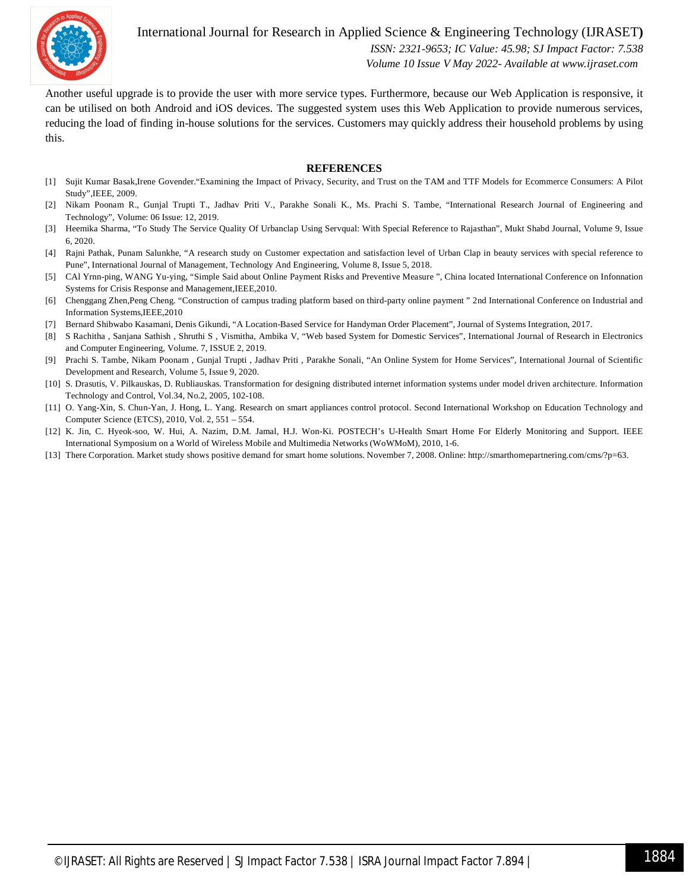Another useful upgrade is to provide the user with more service types. Furthermore, because our Web Application is responsive, it can be utilised on both Android and iOS devices. The suggested system uses this Web Application to provide numerous services, reducing the load of finding in-house solutions for the services. Customers may quickly address their household problems by using this.

## REFERENCES

[1] Sujit Kumar Basak,Irene Govender.“Examining the Impact of Privacy, Security, and Trust on the TAM and TTF Models for Ecommerce Consumers: A Pilot Study”,IEEE, 2009.

[2] Nikam Poonam R., Gunjal Trupti T., Jadhav Priti V., Parakhe Sonali K., Ms. Prachi S. Tambe, “International Research Journal of Engineering and Technology”, Volume: 06 Issue: 12, 2019.

[3] Heemika Sharma, “To Study The Service Quality Of Urbanclap Using Servqual: With Special Reference to Rajasthan”, Mukt Shabd Journal, Volume 9, Issue 6, 2020.

[4] Rajni Pathak, Punam Salunkhe, “A research study on Customer expectation and satisfaction level of Urban Clap in beauty services with special reference to Pune”, International Journal of Management, Technology And Engineering, Volume 8, Issue 5, 2018.

[5] CAl Yrnn-ping, WANG Yu-ying, “Simple Said about Online Payment Risks and Preventive Measure ”, China located International Conference on Infonnation Systems for Crisis Response and Management,IEEE,2010.

[6] Chenggang Zhen,Peng Cheng. “Construction of campus trading platform based on third-party online payment ” 2nd International Conference on Industrial and Information Systems,IEEE,2010

[7] Bernard Shibwabo Kasamani, Denis Gikundi, “A Location-Based Service for Handyman Order Placement”, Journal of Systems Integration, 2017.

[8] S Rachitha , Sanjana Sathish , Shruthi S , Vismitha, Ambika V, “Web based System for Domestic Services”, International Journal of Research in Electronics and Computer Engineering, Volume. 7, ISSUE 2, 2019.

[9] Prachi S. Tambe, Nikam Poonam , Gunjal Trupti , Jadhav Priti , Parakhe Sonali, “An Online System for Home Services”, International Journal of Scientific Development and Research, Volume 5, Issue 9, 2020.

[10] S. Drasutis, V. Pilkauskas, D. Rubliauskas. Transformation for designing distributed internet information systems under model driven architecture. Information Technology and Control, Vol.34, No.2, 2005, 102-108.

[11] O. Yang-Xin, S. Chun-Yan, J. Hong, L. Yang. Research on smart appliances control protocol. Second International Workshop on Education Technology and Computer Science (ETCS), 2010, Vol. 2, 551 – 554.

[12] K. Jin, C. Hyeok-soo, W. Hui, A. Nazim, D.M. Jamal, H.J. Won-Ki. POSTECH’s U-Health Smart Home For Elderly Monitoring and Support. IEEE International Symposium on a World of Wireless Mobile and Multimedia Networks (WoWMoM), 2010, 1-6.

[13] There Corporation. Market study shows positive demand for smart home solutions. November 7, 2008. Online: http://smarthomepartnering.com/cms/?p=63.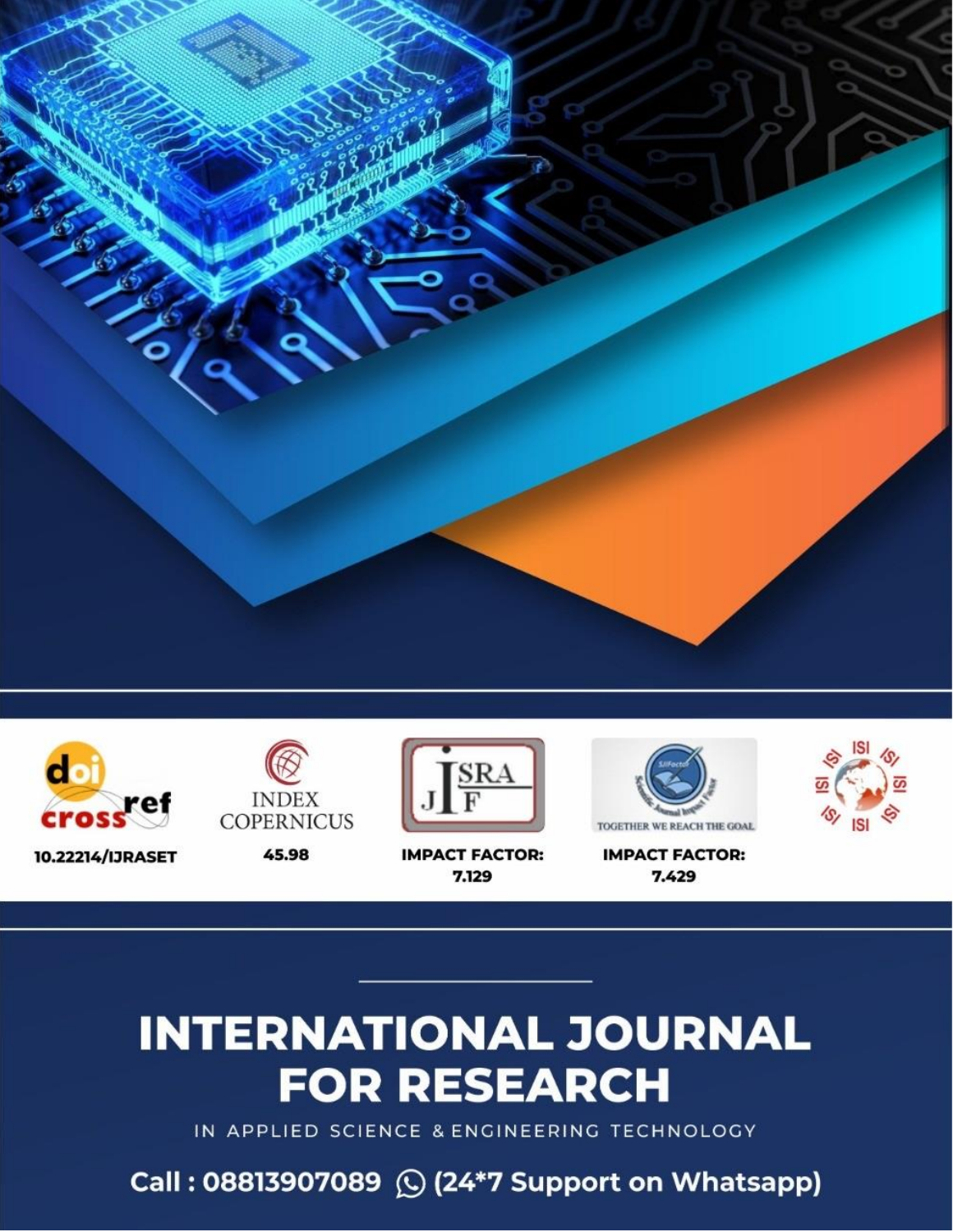10.22214/IJRASET

INDEX COPERNICUS

45.98

IMPACT FACTOR: 7.129

IMPACT FACTOR: 7.429

# INTERNATIONAL JOURNAL FOR RESEARCH

IN APPLIED SCIENCE & ENGINEERING TECHNOLOGY

Call : 08813907089 (24*7 Support on Whatsapp)